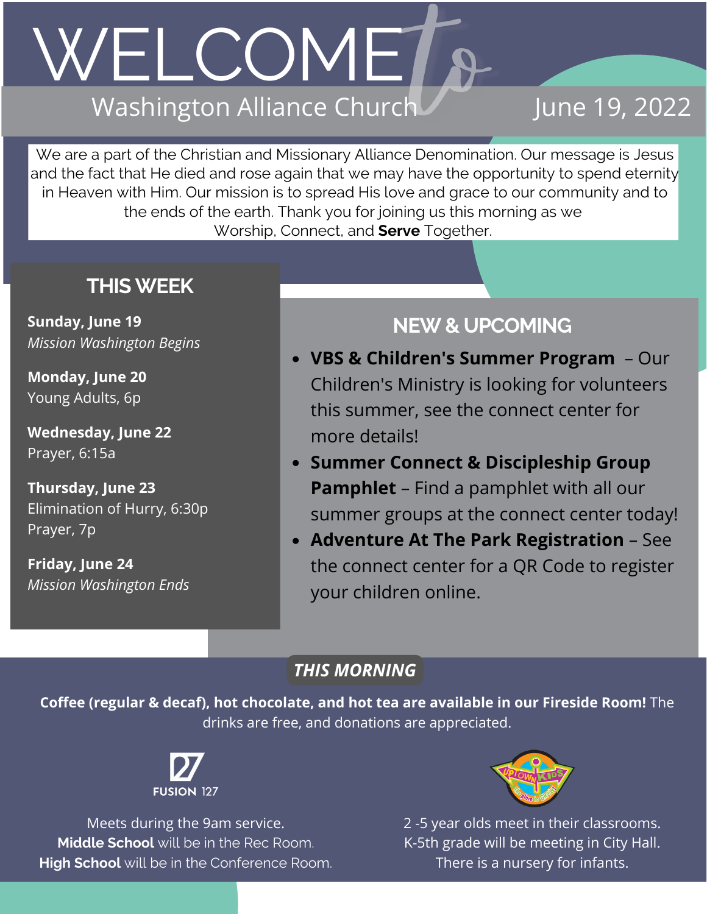# WELCOME *to*

## Washington Alliance Church

June 19, 2022

We are a part of the Christian and Missionary Alliance Denomination. Our message is Jesus and the fact that He died and rose again that we may have the opportunity to spend eternity in Heaven with Him. Our mission is to spread His love and grace to our community and to the ends of the earth. Thank you for joining us this morning as we Worship, Connect, and **Serve** Together.

## THIS WEEK

**Sunday, June 19**
*Mission Washington Begins*

**Monday, June 20**
Young Adults, 6p

**Wednesday, June 22**
Prayer, 6:15a

**Thursday, June 23**
Elimination of Hurry, 6:30p
Prayer, 7p

**Friday, June 24**
*Mission Washington Ends*

## NEW & UPCOMING

- **VBS & Children's Summer Program** – Our Children's Ministry is looking for volunteers this summer, see the connect center for more details!
- **Summer Connect & Discipleship Group Pamphlet** – Find a pamphlet with all our summer groups at the connect center today!
- **Adventure At The Park Registration** – See the connect center for a QR Code to register your children online.

## *THIS MORNING*

**Coffee (regular & decaf), hot chocolate, and hot tea are available in our Fireside Room!** The drinks are free, and donations are appreciated.

FUSION 127

Meets during the 9am service.
**Middle School** will be in the Rec Room.
**High School** will be in the Conference Room.

UPTOWN KIDS – The place to GROW

2 -5 year olds meet in their classrooms.
K-5th grade will be meeting in City Hall.
There is a nursery for infants.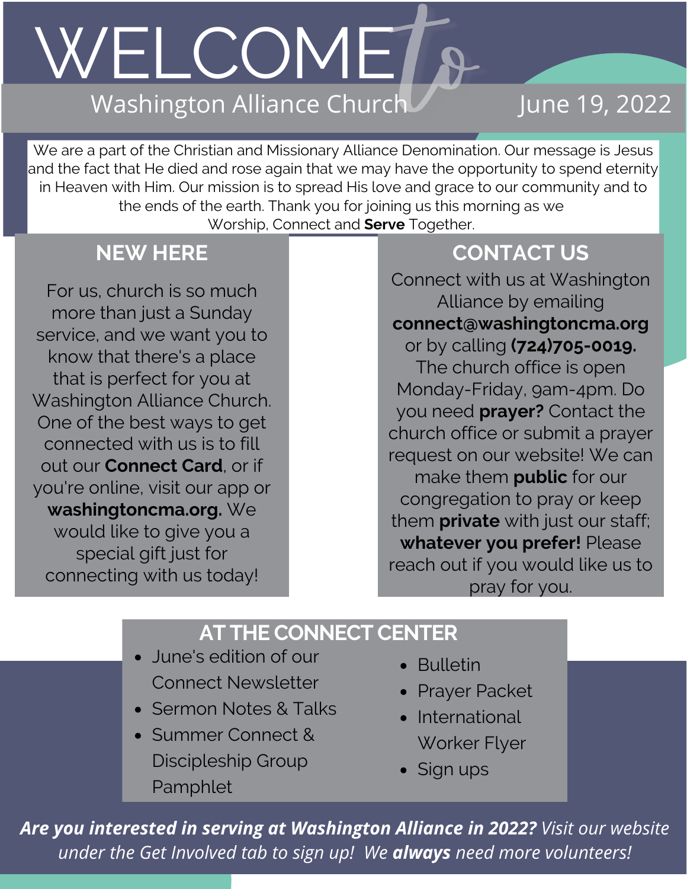# WELCOME *to*

## Washington Alliance Church

June 19, 2022

We are a part of the Christian and Missionary Alliance Denomination. Our message is Jesus and the fact that He died and rose again that we may have the opportunity to spend eternity in Heaven with Him. Our mission is to spread His love and grace to our community and to the ends of the earth. Thank you for joining us this morning as we Worship, Connect and **Serve** Together.

## NEW HERE

For us, church is so much more than just a Sunday service, and we want you to know that there's a place that is perfect for you at Washington Alliance Church. One of the best ways to get connected with us is to fill out our **Connect Card**, or if you're online, visit our app or **washingtoncma.org.** We would like to give you a special gift just for connecting with us today!

## CONTACT US

Connect with us at Washington Alliance by emailing **connect@washingtoncma.org** or by calling **(724)705-0019.** The church office is open Monday-Friday, 9am-4pm. Do you need **prayer?** Contact the church office or submit a prayer request on our website! We can make them **public** for our congregation to pray or keep them **private** with just our staff; **whatever you prefer!** Please reach out if you would like us to pray for you.

## AT THE CONNECT CENTER

- June's edition of our Connect Newsletter
- Sermon Notes & Talks
- Summer Connect & Discipleship Group Pamphlet
- Bulletin
- Prayer Packet
- International Worker Flyer
- Sign ups

***Are you interested in serving at Washington Alliance in 2022?*** *Visit our website under the Get Involved tab to sign up! We **always** need more volunteers!*